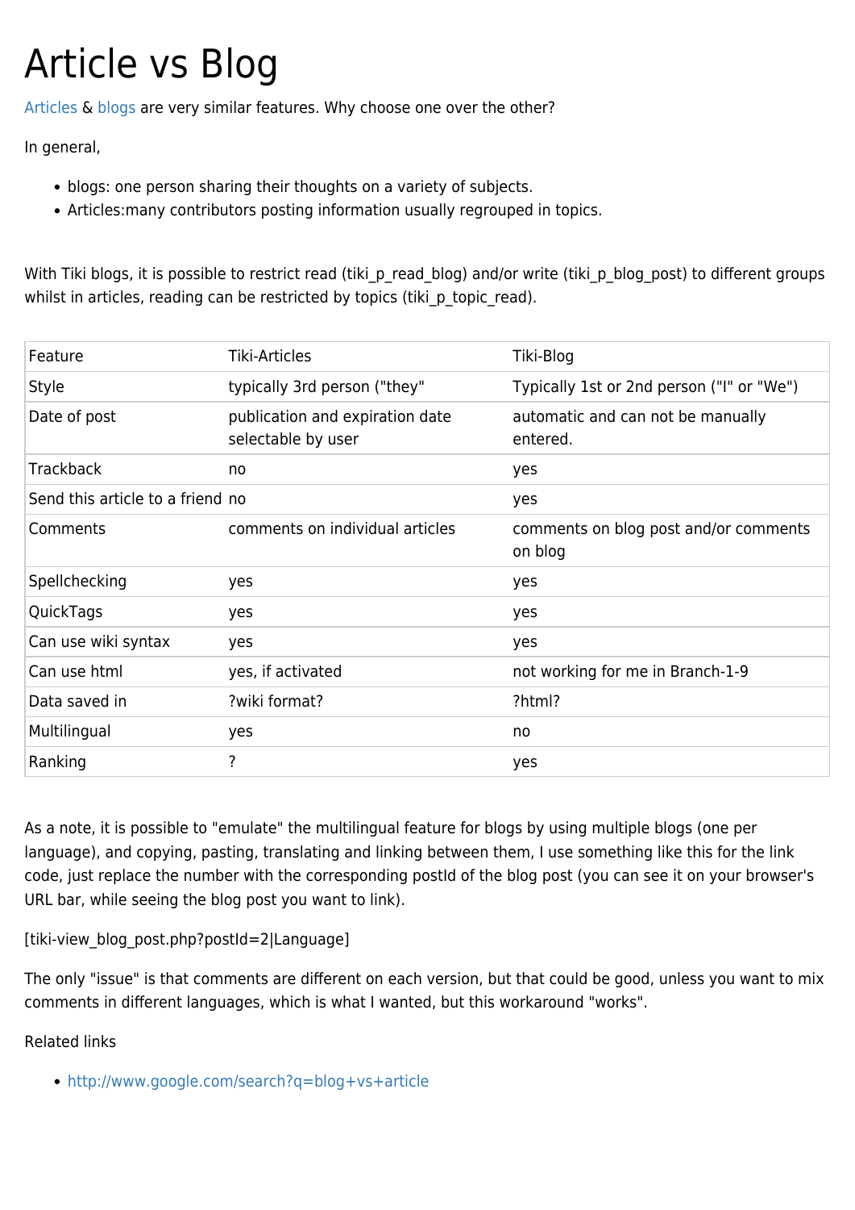# Article vs Blog

Articles & blogs are very similar features. Why choose one over the other?

In general,

- blogs: one person sharing their thoughts on a variety of subjects.
- Articles:many contributors posting information usually regrouped in topics.

With Tiki blogs, it is possible to restrict read (tiki_p_read_blog) and/or write (tiki_p_blog_post) to different groups whilst in articles, reading can be restricted by topics (tiki_p_topic_read).

| Feature | Tiki-Articles | Tiki-Blog |
|---|---|---|
| Style | typically 3rd person ("they" | Typically 1st or 2nd person ("I" or "We") |
| Date of post | publication and expiration date selectable by user | automatic and can not be manually entered. |
| Trackback | no | yes |
| Send this article to a friend | no | yes |
| Comments | comments on individual articles | comments on blog post and/or comments on blog |
| Spellchecking | yes | yes |
| QuickTags | yes | yes |
| Can use wiki syntax | yes | yes |
| Can use html | yes, if activated | not working for me in Branch-1-9 |
| Data saved in | ?wiki format? | ?html? |
| Multilingual | yes | no |
| Ranking | ? | yes |

As a note, it is possible to "emulate" the multilingual feature for blogs by using multiple blogs (one per language), and copying, pasting, translating and linking between them, I use something like this for the link code, just replace the number with the corresponding postId of the blog post (you can see it on your browser's URL bar, while seeing the blog post you want to link).

[tiki-view_blog_post.php?postId=2|Language]

The only "issue" is that comments are different on each version, but that could be good, unless you want to mix comments in different languages, which is what I wanted, but this workaround "works".

Related links

- http://www.google.com/search?q=blog+vs+article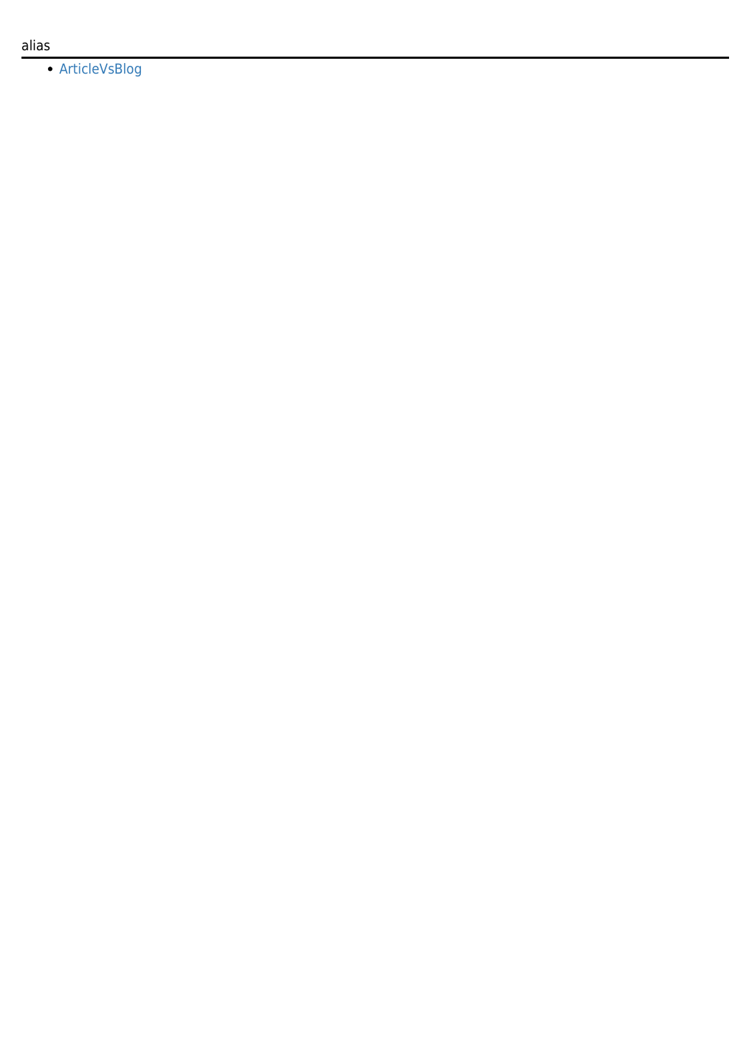alias

- ArticleVsBlog